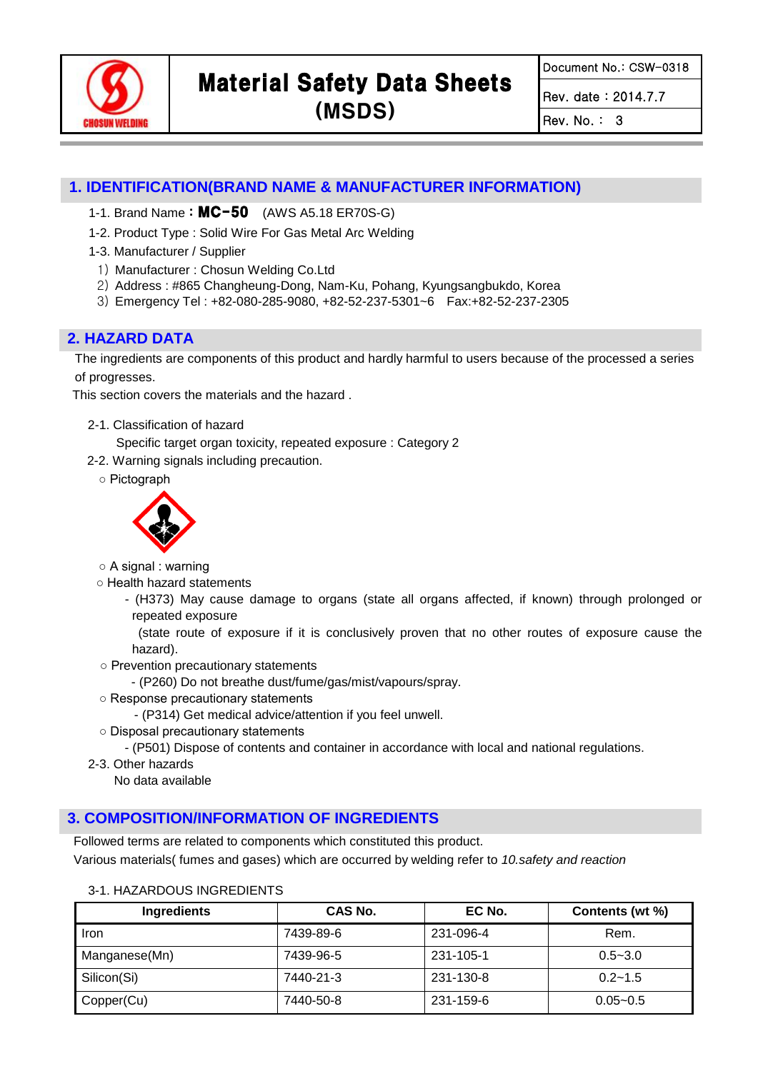| CHOSUN WELDING | **Material Safety Data Sheets (MSDS)** | Document No.: CSW-0318 |
|---|---|---|
| | | Rev. date : 2014.7.7 |
| | | Rev. No. : 3 |

## 1. IDENTIFICATION(BRAND NAME & MANUFACTURER INFORMATION)

1-1. Brand Name : **MC-50** (AWS A5.18 ER70S-G)

1-2. Product Type : Solid Wire For Gas Metal Arc Welding

1-3. Manufacturer / Supplier

1) Manufacturer : Chosun Welding Co.Ltd

2) Address : #865 Changheung-Dong, Nam-Ku, Pohang, Kyungsangbukdo, Korea

3) Emergency Tel : +82-080-285-9080, +82-52-237-5301~6 Fax:+82-52-237-2305

## 2. HAZARD DATA

The ingredients are components of this product and hardly harmful to users because of the processed a series of progresses.

This section covers the materials and the hazard .

2-1. Classification of hazard

Specific target organ toxicity, repeated exposure : Category 2

2-2. Warning signals including precaution.

○ Pictograph

○ A signal : warning

○ Health hazard statements

- (H373) May cause damage to organs (state all organs affected, if known) through prolonged or repeated exposure
  (state route of exposure if it is conclusively proven that no other routes of exposure cause the hazard).

○ Prevention precautionary statements

- (P260) Do not breathe dust/fume/gas/mist/vapours/spray.

○ Response precautionary statements

- (P314) Get medical advice/attention if you feel unwell.

○ Disposal precautionary statements

- (P501) Dispose of contents and container in accordance with local and national regulations.

2-3. Other hazards

No data available

## 3. COMPOSITION/INFORMATION OF INGREDIENTS

Followed terms are related to components which constituted this product.

Various materials( fumes and gases) which are occurred by welding refer to *10.safety and reaction*

3-1. HAZARDOUS INGREDIENTS

| Ingredients | CAS No. | EC No. | Contents (wt %) |
|---|---|---|---|
| Iron | 7439-89-6 | 231-096-4 | Rem. |
| Manganese(Mn) | 7439-96-5 | 231-105-1 | 0.5~3.0 |
| Silicon(Si) | 7440-21-3 | 231-130-8 | 0.2~1.5 |
| Copper(Cu) | 7440-50-8 | 231-159-6 | 0.05~0.5 |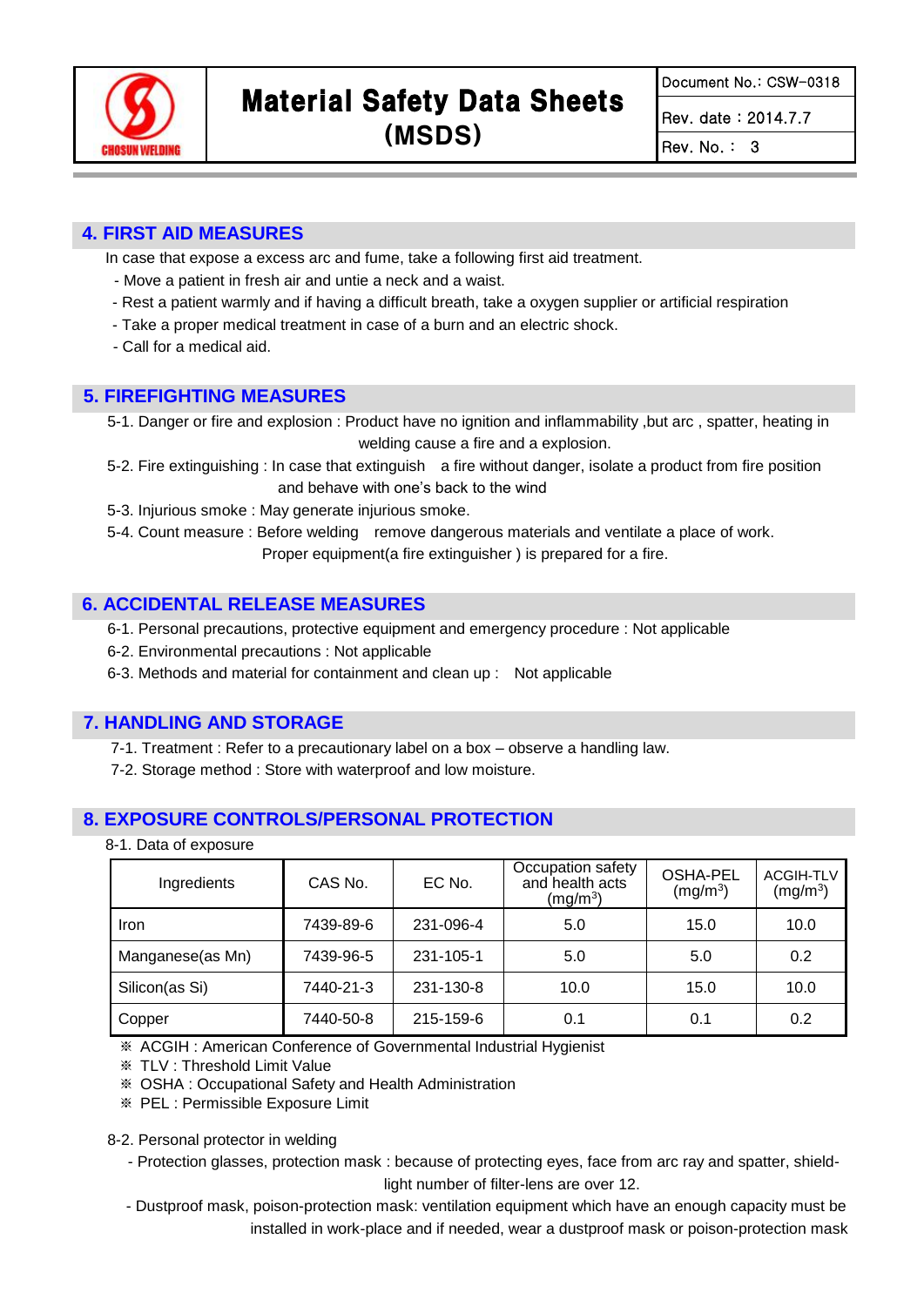## 4. FIRST AID MEASURES

In case that expose a excess arc and fume, take a following first aid treatment.

- Move a patient in fresh air and untie a neck and a waist.
- Rest a patient warmly and if having a difficult breath, take a oxygen supplier or artificial respiration
- Take a proper medical treatment in case of a burn and an electric shock.
- Call for a medical aid.

## 5. FIREFIGHTING MEASURES

5-1. Danger or fire and explosion : Product have no ignition and inflammability ,but arc , spatter, heating in welding cause a fire and a explosion.

5-2. Fire extinguishing : In case that extinguish a fire without danger, isolate a product from fire position and behave with one's back to the wind

5-3. Injurious smoke : May generate injurious smoke.

5-4. Count measure : Before welding remove dangerous materials and ventilate a place of work. Proper equipment(a fire extinguisher ) is prepared for a fire.

## 6. ACCIDENTAL RELEASE MEASURES

6-1. Personal precautions, protective equipment and emergency procedure : Not applicable

6-2. Environmental precautions : Not applicable

6-3. Methods and material for containment and clean up : Not applicable

## 7. HANDLING AND STORAGE

7-1. Treatment : Refer to a precautionary label on a box – observe a handling law.

7-2. Storage method : Store with waterproof and low moisture.

## 8. EXPOSURE CONTROLS/PERSONAL PROTECTION

8-1. Data of exposure

| Ingredients | CAS No. | EC No. | Occupation safety and health acts (mg/m$^3$) | OSHA-PEL (mg/m$^3$) | ACGIH-TLV (mg/m$^3$) |
|---|---|---|---|---|---|
| Iron | 7439-89-6 | 231-096-4 | 5.0 | 15.0 | 10.0 |
| Manganese(as Mn) | 7439-96-5 | 231-105-1 | 5.0 | 5.0 | 0.2 |
| Silicon(as Si) | 7440-21-3 | 231-130-8 | 10.0 | 15.0 | 10.0 |
| Copper | 7440-50-8 | 215-159-6 | 0.1 | 0.1 | 0.2 |

※ ACGIH : American Conference of Governmental Industrial Hygienist
※ TLV : Threshold Limit Value
※ OSHA : Occupational Safety and Health Administration
※ PEL : Permissible Exposure Limit

8-2. Personal protector in welding

- Protection glasses, protection mask : because of protecting eyes, face from arc ray and spatter, shield-light number of filter-lens are over 12.
- Dustproof mask, poison-protection mask: ventilation equipment which have an enough capacity must be installed in work-place and if needed, wear a dustproof mask or poison-protection mask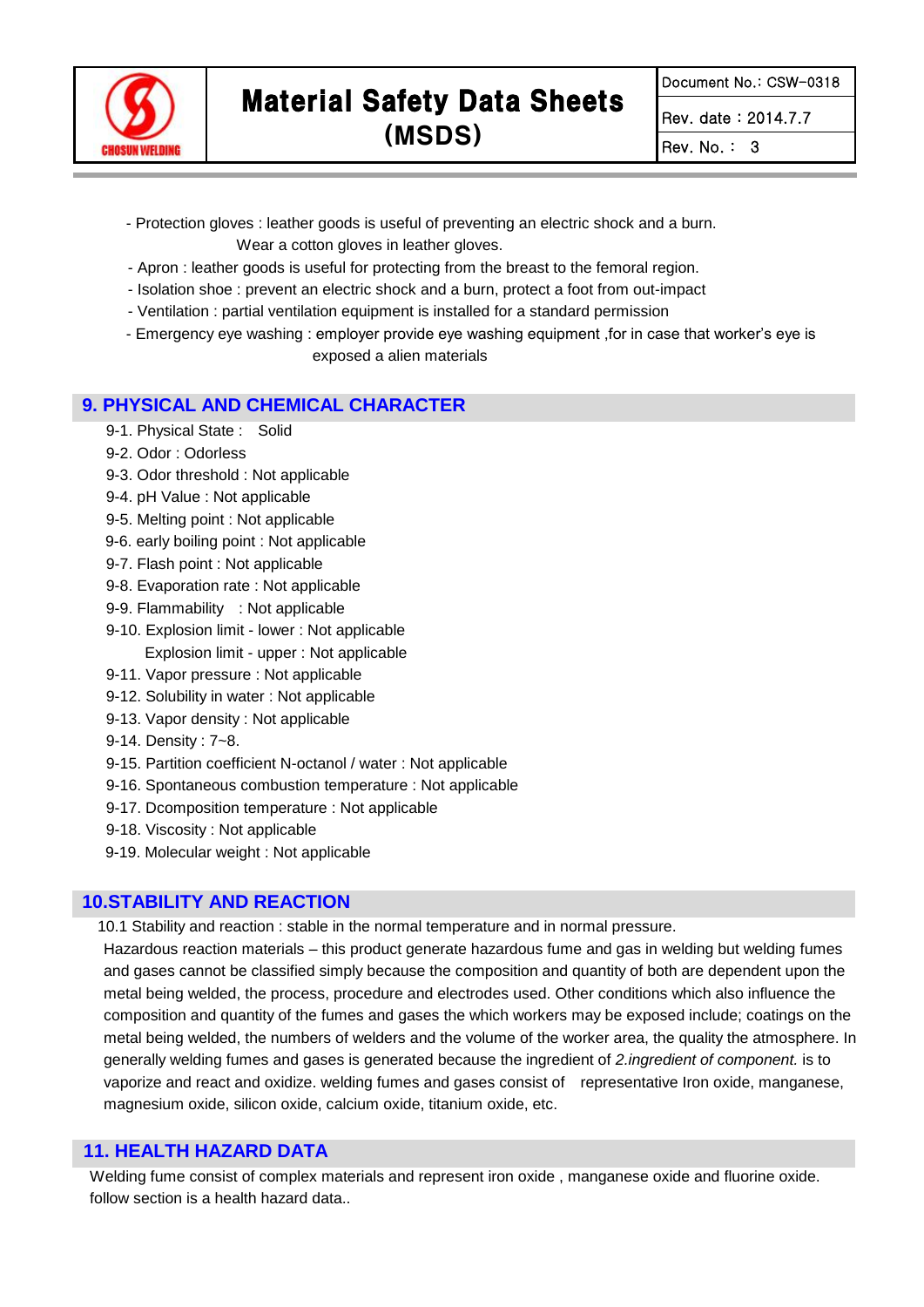- Protection gloves : leather goods is useful of preventing an electric shock and a burn.
  Wear a cotton gloves in leather gloves.
- Apron : leather goods is useful for protecting from the breast to the femoral region.
- Isolation shoe : prevent an electric shock and a burn, protect a foot from out-impact
- Ventilation : partial ventilation equipment is installed for a standard permission
- Emergency eye washing : employer provide eye washing equipment ,for in case that worker's eye is exposed a alien materials

## 9. PHYSICAL AND CHEMICAL CHARACTER

9-1. Physical State : Solid
9-2. Odor : Odorless
9-3. Odor threshold : Not applicable
9-4. pH Value : Not applicable
9-5. Melting point : Not applicable
9-6. early boiling point : Not applicable
9-7. Flash point : Not applicable
9-8. Evaporation rate : Not applicable
9-9. Flammability : Not applicable
9-10. Explosion limit - lower : Not applicable
Explosion limit - upper : Not applicable
9-11. Vapor pressure : Not applicable
9-12. Solubility in water : Not applicable
9-13. Vapor density : Not applicable
9-14. Density : 7~8.
9-15. Partition coefficient N-octanol / water : Not applicable
9-16. Spontaneous combustion temperature : Not applicable
9-17. Dcomposition temperature : Not applicable
9-18. Viscosity : Not applicable
9-19. Molecular weight : Not applicable

## 10.STABILITY AND REACTION

10.1 Stability and reaction : stable in the normal temperature and in normal pressure.

Hazardous reaction materials – this product generate hazardous fume and gas in welding but welding fumes and gases cannot be classified simply because the composition and quantity of both are dependent upon the metal being welded, the process, procedure and electrodes used. Other conditions which also influence the composition and quantity of the fumes and gases the which workers may be exposed include; coatings on the metal being welded, the numbers of welders and the volume of the worker area, the quality the atmosphere. In generally welding fumes and gases is generated because the ingredient of *2.ingredient of component.* is to vaporize and react and oxidize. welding fumes and gases consist of representative Iron oxide, manganese, magnesium oxide, silicon oxide, calcium oxide, titanium oxide, etc.

## 11. HEALTH HAZARD DATA

Welding fume consist of complex materials and represent iron oxide , manganese oxide and fluorine oxide. follow section is a health hazard data..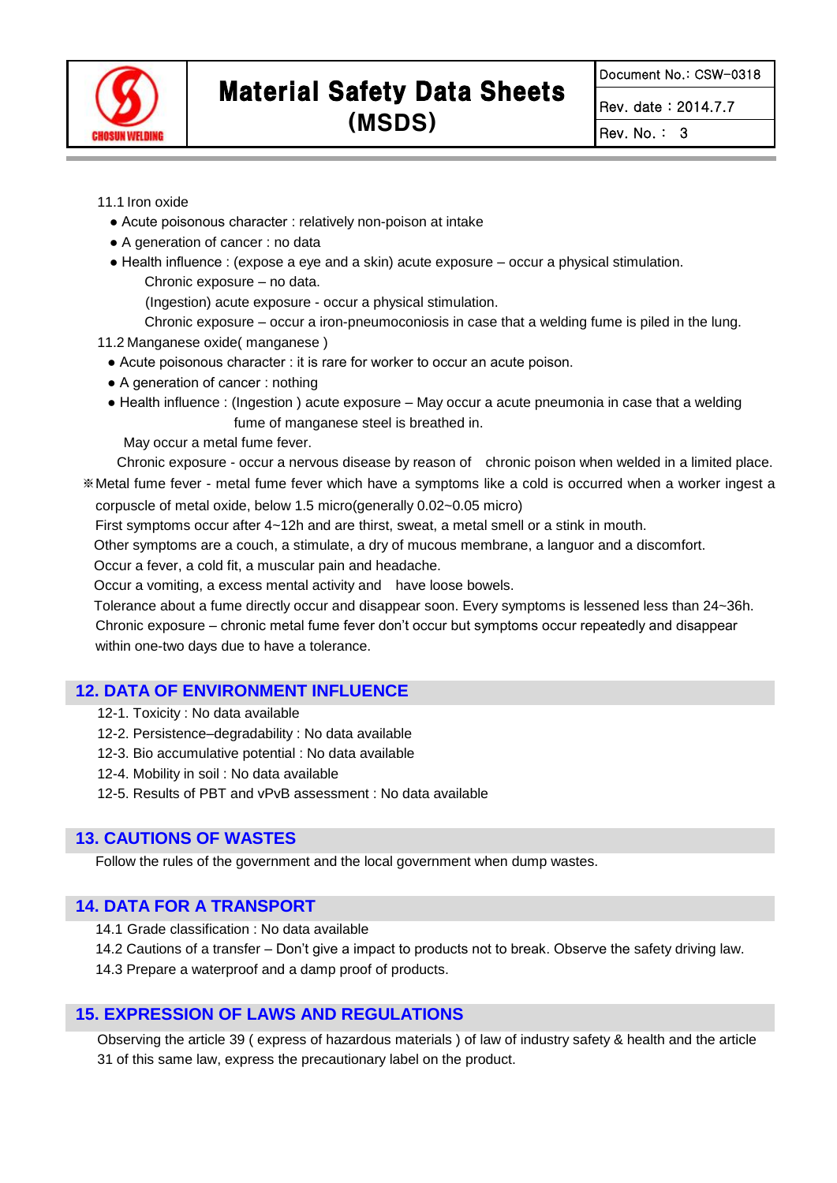11.1 Iron oxide

- Acute poisonous character : relatively non-poison at intake
- A generation of cancer : no data
- Health influence : (expose a eye and a skin) acute exposure – occur a physical stimulation.
  Chronic exposure – no data.
  (Ingestion) acute exposure - occur a physical stimulation.
  Chronic exposure – occur a iron-pneumoconiosis in case that a welding fume is piled in the lung.

11.2 Manganese oxide( manganese )

- Acute poisonous character : it is rare for worker to occur an acute poison.
- A generation of cancer : nothing
- Health influence : (Ingestion ) acute exposure – May occur a acute pneumonia in case that a welding fume of manganese steel is breathed in.
  May occur a metal fume fever.
  Chronic exposure - occur a nervous disease by reason of chronic poison when welded in a limited place.

※Metal fume fever - metal fume fever which have a symptoms like a cold is occurred when a worker ingest a corpuscle of metal oxide, below 1.5 micro(generally 0.02~0.05 micro)
First symptoms occur after 4~12h and are thirst, sweat, a metal smell or a stink in mouth.
Other symptoms are a couch, a stimulate, a dry of mucous membrane, a languor and a discomfort.
Occur a fever, a cold fit, a muscular pain and headache.
Occur a vomiting, a excess mental activity and have loose bowels.
Tolerance about a fume directly occur and disappear soon. Every symptoms is lessened less than 24~36h.
Chronic exposure – chronic metal fume fever don't occur but symptoms occur repeatedly and disappear within one-two days due to have a tolerance.

## 12. DATA OF ENVIRONMENT INFLUENCE

12-1. Toxicity : No data available
12-2. Persistence–degradability : No data available
12-3. Bio accumulative potential : No data available
12-4. Mobility in soil : No data available
12-5. Results of PBT and vPvB assessment : No data available

## 13. CAUTIONS OF WASTES

Follow the rules of the government and the local government when dump wastes.

## 14. DATA FOR A TRANSPORT

14.1 Grade classification : No data available
14.2 Cautions of a transfer – Don't give a impact to products not to break. Observe the safety driving law.
14.3 Prepare a waterproof and a damp proof of products.

## 15. EXPRESSION OF LAWS AND REGULATIONS

Observing the article 39 ( express of hazardous materials ) of law of industry safety & health and the article 31 of this same law, express the precautionary label on the product.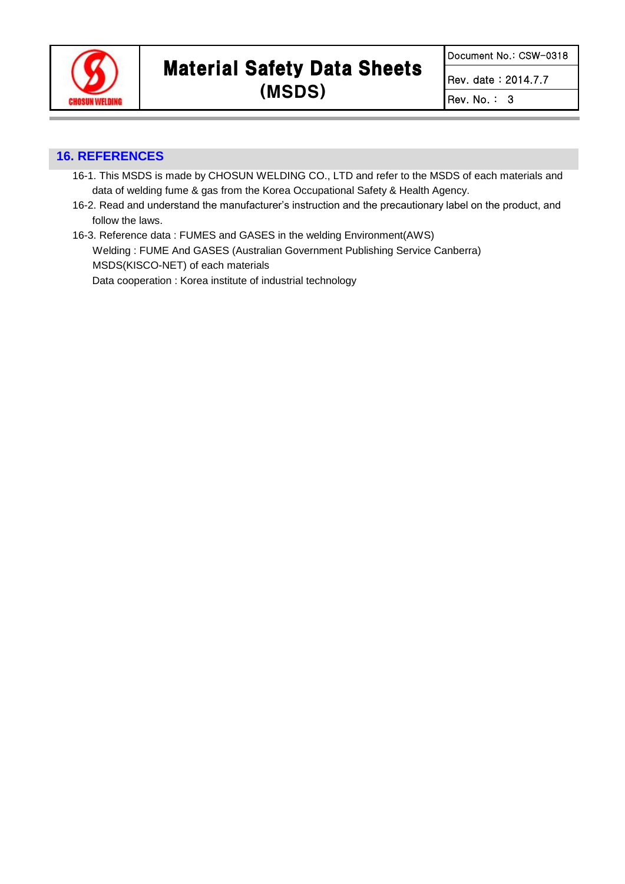## 16. REFERENCES

16-1. This MSDS is made by CHOSUN WELDING CO., LTD and refer to the MSDS of each materials and data of welding fume & gas from the Korea Occupational Safety & Health Agency.

16-2. Read and understand the manufacturer's instruction and the precautionary label on the product, and follow the laws.

16-3. Reference data : FUMES and GASES in the welding Environment(AWS)
Welding : FUME And GASES (Australian Government Publishing Service Canberra)
MSDS(KISCO-NET) of each materials
Data cooperation : Korea institute of industrial technology